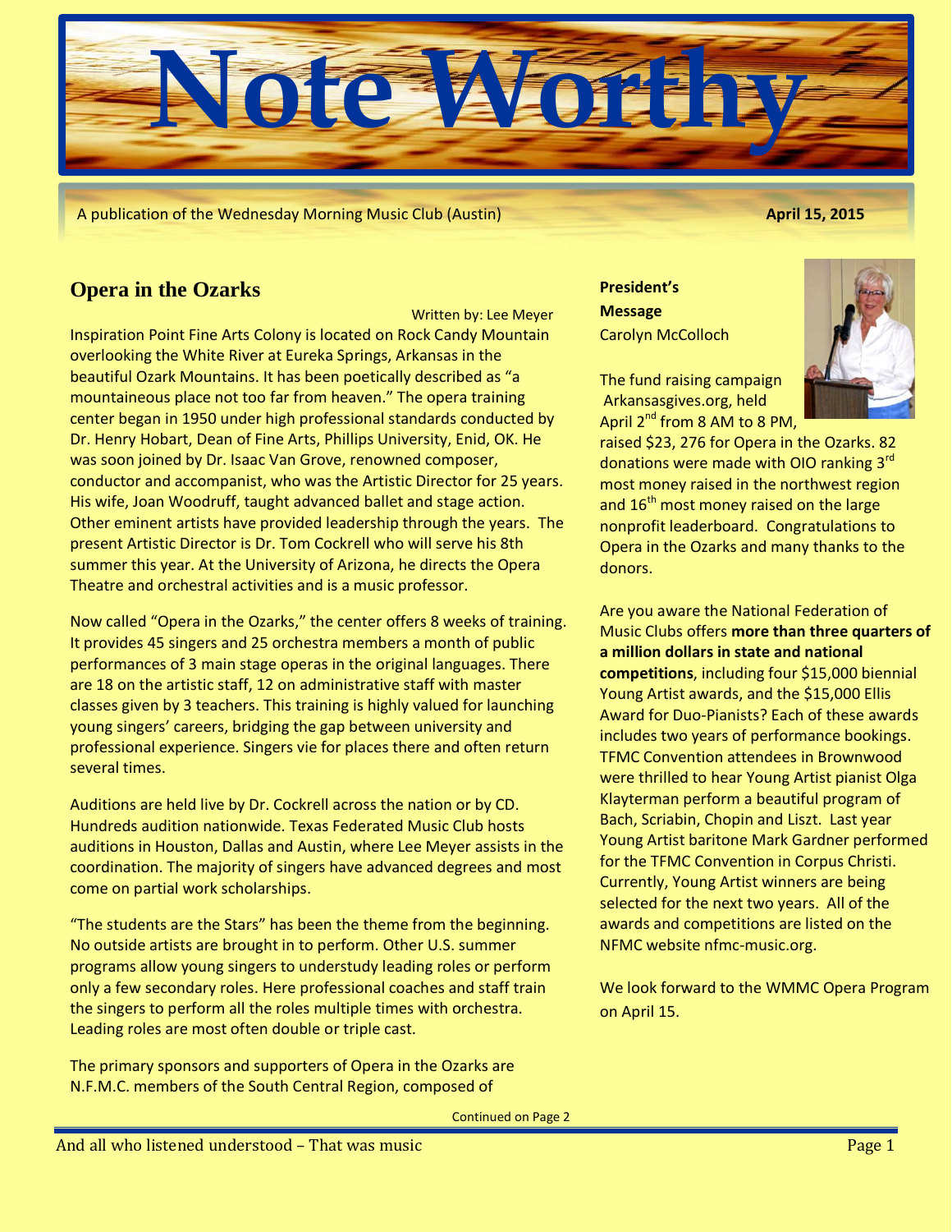# Note Worthy

A publication of the Wednesday Morning Music Club (Austin) **April 15, 2015**

## Opera in the Ozarks

Written by: Lee Meyer

Inspiration Point Fine Arts Colony is located on Rock Candy Mountain overlooking the White River at Eureka Springs, Arkansas in the beautiful Ozark Mountains. It has been poetically described as "a mountaineous place not too far from heaven." The opera training center began in 1950 under high professional standards conducted by Dr. Henry Hobart, Dean of Fine Arts, Phillips University, Enid, OK. He was soon joined by Dr. Isaac Van Grove, renowned composer, conductor and accompanist, who was the Artistic Director for 25 years. His wife, Joan Woodruff, taught advanced ballet and stage action. Other eminent artists have provided leadership through the years. The present Artistic Director is Dr. Tom Cockrell who will serve his 8th summer this year. At the University of Arizona, he directs the Opera Theatre and orchestral activities and is a music professor.

Now called "Opera in the Ozarks," the center offers 8 weeks of training. It provides 45 singers and 25 orchestra members a month of public performances of 3 main stage operas in the original languages. There are 18 on the artistic staff, 12 on administrative staff with master classes given by 3 teachers. This training is highly valued for launching young singers' careers, bridging the gap between university and professional experience. Singers vie for places there and often return several times.

Auditions are held live by Dr. Cockrell across the nation or by CD. Hundreds audition nationwide. Texas Federated Music Club hosts auditions in Houston, Dallas and Austin, where Lee Meyer assists in the coordination. The majority of singers have advanced degrees and most come on partial work scholarships.

"The students are the Stars" has been the theme from the beginning. No outside artists are brought in to perform. Other U.S. summer programs allow young singers to understudy leading roles or perform only a few secondary roles. Here professional coaches and staff train the singers to perform all the roles multiple times with orchestra. Leading roles are most often double or triple cast.

The primary sponsors and supporters of Opera in the Ozarks are N.F.M.C. members of the South Central Region, composed of

Continued on Page 2

**President's Message**
Carolyn McColloch

The fund raising campaign Arkansasgives.org, held April 2nd from 8 AM to 8 PM, raised $23, 276 for Opera in the Ozarks. 82 donations were made with OIO ranking 3rd most money raised in the northwest region and 16th most money raised on the large nonprofit leaderboard. Congratulations to Opera in the Ozarks and many thanks to the donors.

Are you aware the National Federation of Music Clubs offers **more than three quarters of a million dollars in state and national competitions**, including four $15,000 biennial Young Artist awards, and the $15,000 Ellis Award for Duo-Pianists? Each of these awards includes two years of performance bookings. TFMC Convention attendees in Brownwood were thrilled to hear Young Artist pianist Olga Klayterman perform a beautiful program of Bach, Scriabin, Chopin and Liszt. Last year Young Artist baritone Mark Gardner performed for the TFMC Convention in Corpus Christi. Currently, Young Artist winners are being selected for the next two years. All of the awards and competitions are listed on the NFMC website nfmc-music.org.

We look forward to the WMMC Opera Program on April 15.

And all who listened understood – That was music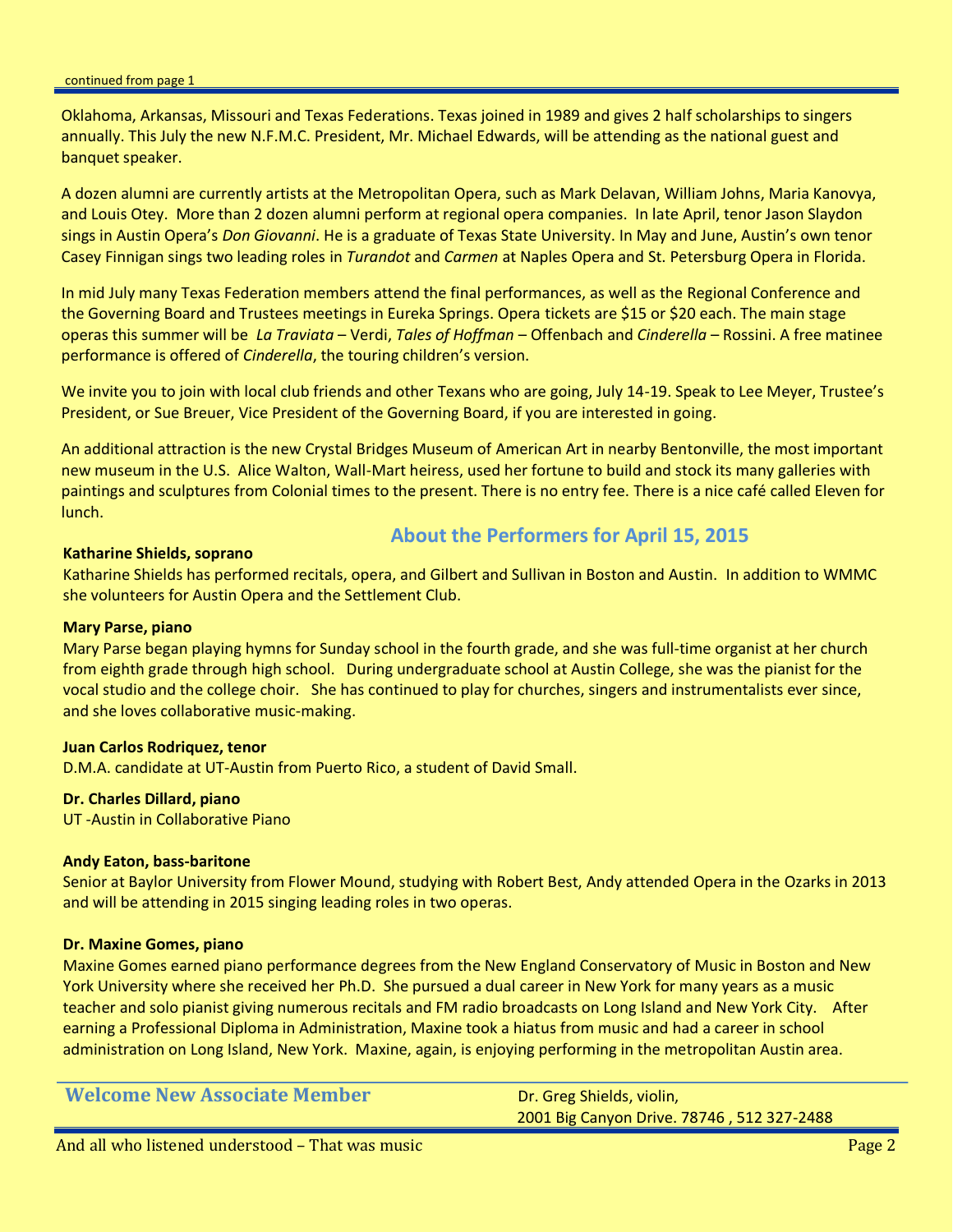continued from page 1

Oklahoma, Arkansas, Missouri and Texas Federations. Texas joined in 1989 and gives 2 half scholarships to singers annually. This July the new N.F.M.C. President, Mr. Michael Edwards, will be attending as the national guest and banquet speaker.

A dozen alumni are currently artists at the Metropolitan Opera, such as Mark Delavan, William Johns, Maria Kanovya, and Louis Otey. More than 2 dozen alumni perform at regional opera companies. In late April, tenor Jason Slaydon sings in Austin Opera's *Don Giovanni*. He is a graduate of Texas State University. In May and June, Austin's own tenor Casey Finnigan sings two leading roles in *Turandot* and *Carmen* at Naples Opera and St. Petersburg Opera in Florida.

In mid July many Texas Federation members attend the final performances, as well as the Regional Conference and the Governing Board and Trustees meetings in Eureka Springs. Opera tickets are $15 or $20 each. The main stage operas this summer will be *La Traviata* – Verdi, *Tales of Hoffman* – Offenbach and *Cinderella* – Rossini. A free matinee performance is offered of *Cinderella*, the touring children's version.

We invite you to join with local club friends and other Texans who are going, July 14-19. Speak to Lee Meyer, Trustee's President, or Sue Breuer, Vice President of the Governing Board, if you are interested in going.

An additional attraction is the new Crystal Bridges Museum of American Art in nearby Bentonville, the most important new museum in the U.S. Alice Walton, Wall-Mart heiress, used her fortune to build and stock its many galleries with paintings and sculptures from Colonial times to the present. There is no entry fee. There is a nice café called Eleven for lunch.

## About the Performers for April 15, 2015

**Katharine Shields, soprano**
Katharine Shields has performed recitals, opera, and Gilbert and Sullivan in Boston and Austin. In addition to WMMC she volunteers for Austin Opera and the Settlement Club.

**Mary Parse, piano**
Mary Parse began playing hymns for Sunday school in the fourth grade, and she was full-time organist at her church from eighth grade through high school. During undergraduate school at Austin College, she was the pianist for the vocal studio and the college choir. She has continued to play for churches, singers and instrumentalists ever since, and she loves collaborative music-making.

**Juan Carlos Rodriquez, tenor**
D.M.A. candidate at UT-Austin from Puerto Rico, a student of David Small.

**Dr. Charles Dillard, piano**
UT -Austin in Collaborative Piano

**Andy Eaton, bass-baritone**
Senior at Baylor University from Flower Mound, studying with Robert Best, Andy attended Opera in the Ozarks in 2013 and will be attending in 2015 singing leading roles in two operas.

**Dr. Maxine Gomes, piano**
Maxine Gomes earned piano performance degrees from the New England Conservatory of Music in Boston and New York University where she received her Ph.D. She pursued a dual career in New York for many years as a music teacher and solo pianist giving numerous recitals and FM radio broadcasts on Long Island and New York City. After earning a Professional Diploma in Administration, Maxine took a hiatus from music and had a career in school administration on Long Island, New York. Maxine, again, is enjoying performing in the metropolitan Austin area.

## Welcome New Associate Member

Dr. Greg Shields, violin,
2001 Big Canyon Drive. 78746 , 512 327-2488

And all who listened understood – That was music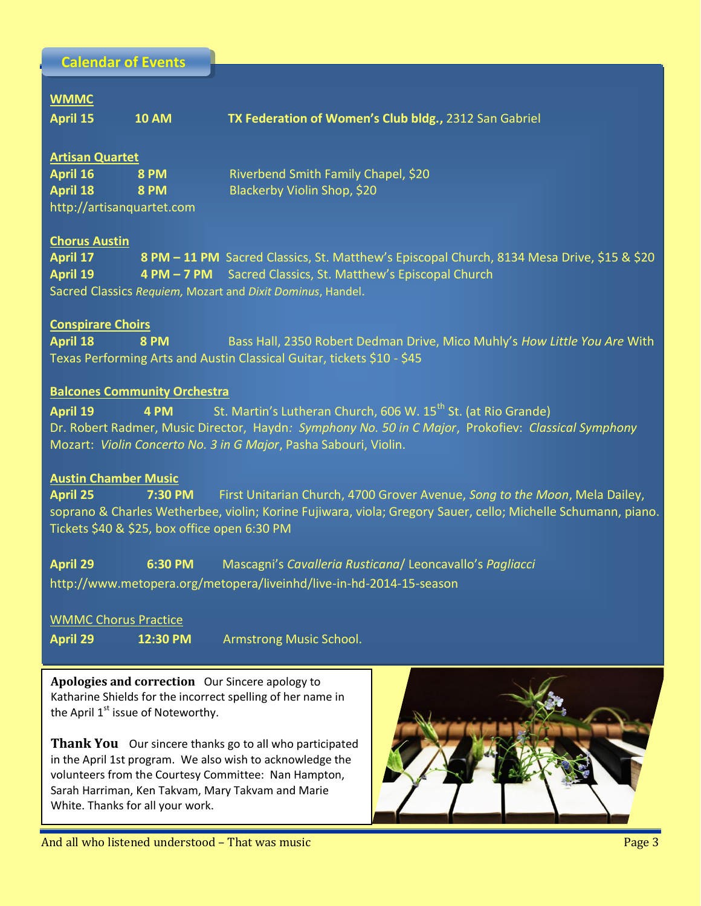## Calendar of Events

**WMMC**

**April 15** **10 AM** **TX Federation of Women's Club bldg.,** 2312 San Gabriel

**Artisan Quartet**

**April 16** **8 PM** Riverbend Smith Family Chapel, $20

**April 18** **8 PM** Blackerby Violin Shop, $20

http://artisanquartet.com

**Chorus Austin**

**April 17** **8 PM – 11 PM** Sacred Classics, St. Matthew's Episcopal Church, 8134 Mesa Drive, $15 & $20

**April 19** **4 PM – 7 PM** Sacred Classics, St. Matthew's Episcopal Church

Sacred Classics *Requiem,* Mozart and *Dixit Dominus*, Handel.

**Conspirare Choirs**

**April 18** **8 PM** Bass Hall, 2350 Robert Dedman Drive, Mico Muhly's *How Little You Are* With Texas Performing Arts and Austin Classical Guitar, tickets $10 - $45

**Balcones Community Orchestra**

**April 19** **4 PM** St. Martin's Lutheran Church, 606 W. 15th St. (at Rio Grande)

Dr. Robert Radmer, Music Director, Haydn: *Symphony No. 50 in C Major*, Prokofiev: *Classical Symphony* Mozart: *Violin Concerto No. 3 in G Major*, Pasha Sabouri, Violin.

**Austin Chamber Music**

**April 25** **7:30 PM** First Unitarian Church, 4700 Grover Avenue, *Song to the Moon*, Mela Dailey, soprano & Charles Wetherbee, violin; Korine Fujiwara, viola; Gregory Sauer, cello; Michelle Schumann, piano. Tickets $40 & $25, box office open 6:30 PM

**April 29** **6:30 PM** Mascagni's *Cavalleria Rusticana*/ Leoncavallo's *Pagliacci*

http://www.metopera.org/metopera/liveinhd/live-in-hd-2014-15-season

WMMC Chorus Practice

**April 29** **12:30 PM** Armstrong Music School.

**Apologies and correction** Our Sincere apology to Katharine Shields for the incorrect spelling of her name in the April 1st issue of Noteworthy.

**Thank You** Our sincere thanks go to all who participated in the April 1st program. We also wish to acknowledge the volunteers from the Courtesy Committee: Nan Hampton, Sarah Harriman, Ken Takvam, Mary Takvam and Marie White. Thanks for all your work.